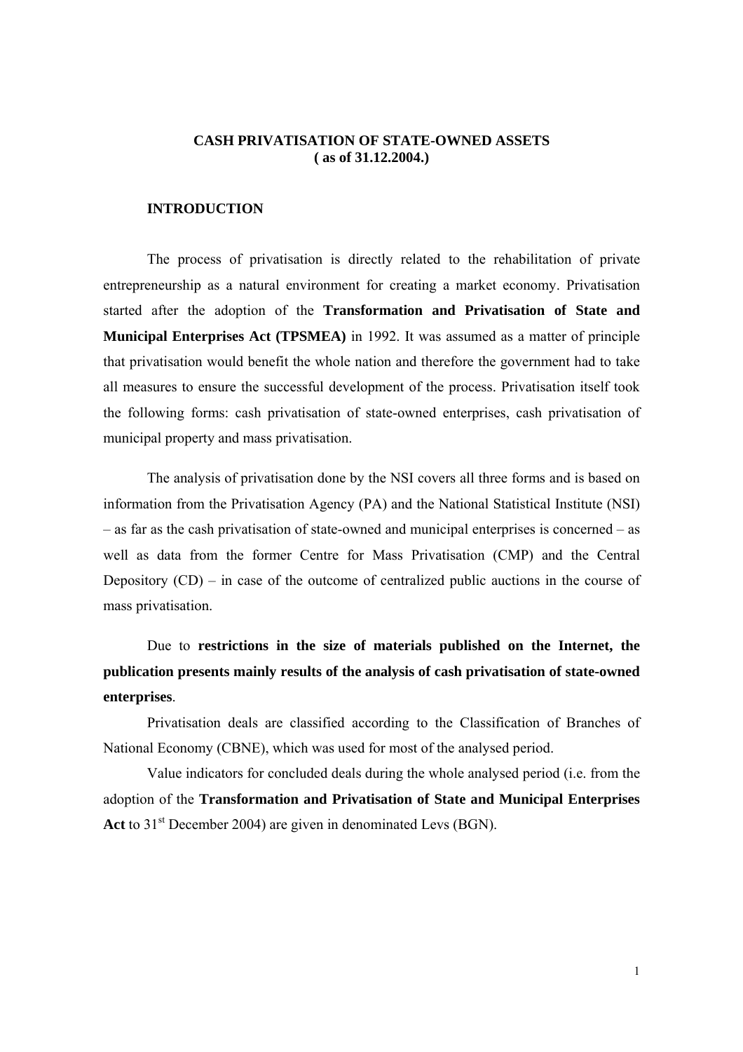# CASH PRIVATISATION OF STATE-OWNED ASSETS
## ( as of 31.12.2004.)

## INTRODUCTION

The process of privatisation is directly related to the rehabilitation of private entrepreneurship as a natural environment for creating a market economy. Privatisation started after the adoption of the **Transformation and Privatisation of State and Municipal Enterprises Act (TPSMEA)** in 1992. It was assumed as a matter of principle that privatisation would benefit the whole nation and therefore the government had to take all measures to ensure the successful development of the process. Privatisation itself took the following forms: cash privatisation of state-owned enterprises, cash privatisation of municipal property and mass privatisation.

The analysis of privatisation done by the NSI covers all three forms and is based on information from the Privatisation Agency (PA) and the National Statistical Institute (NSI) – as far as the cash privatisation of state-owned and municipal enterprises is concerned – as well as data from the former Centre for Mass Privatisation (CMP) and the Central Depository (CD) – in case of the outcome of centralized public auctions in the course of mass privatisation.

Due to **restrictions in the size of materials published on the Internet, the publication presents mainly results of the analysis of cash privatisation of state-owned enterprises**.

Privatisation deals are classified according to the Classification of Branches of National Economy (CBNE), which was used for most of the analysed period.

Value indicators for concluded deals during the whole analysed period (i.e. from the adoption of the **Transformation and Privatisation of State and Municipal Enterprises Act** to 31st December 2004) are given in denominated Levs (BGN).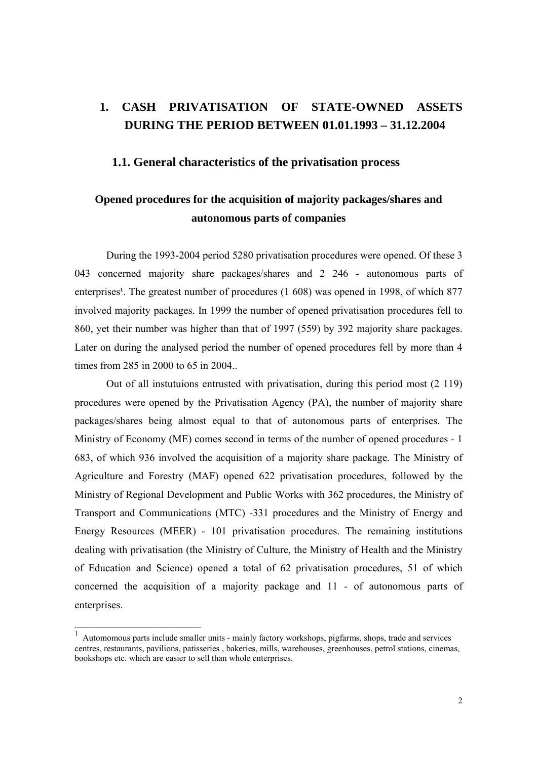# 1. CASH PRIVATISATION OF STATE-OWNED ASSETS DURING THE PERIOD BETWEEN 01.01.1993 – 31.12.2004

## 1.1. General characteristics of the privatisation process

### Opened procedures for the acquisition of majority packages/shares and autonomous parts of companies

During the 1993-2004 period 5280 privatisation procedures were opened. Of these 3 043 concerned majority share packages/shares and 2 246 - autonomous parts of enterprises[1]. The greatest number of procedures (1 608) was opened in 1998, of which 877 involved majority packages. In 1999 the number of opened privatisation procedures fell to 860, yet their number was higher than that of 1997 (559) by 392 majority share packages. Later on during the analysed period the number of opened procedures fell by more than 4 times from 285 in 2000 to 65 in 2004..

Out of all instutuions entrusted with privatisation, during this period most (2 119) procedures were opened by the Privatisation Agency (PA), the number of majority share packages/shares being almost equal to that of autonomous parts of enterprises. The Ministry of Economy (ME) comes second in terms of the number of opened procedures - 1 683, of which 936 involved the acquisition of a majority share package. The Ministry of Agriculture and Forestry (MAF) opened 622 privatisation procedures, followed by the Ministry of Regional Development and Public Works with 362 procedures, the Ministry of Transport and Communications (MTC) -331 procedures and the Ministry of Energy and Energy Resources (MEER) - 101 privatisation procedures. The remaining institutions dealing with privatisation (the Ministry of Culture, the Ministry of Health and the Ministry of Education and Science) opened a total of 62 privatisation procedures, 51 of which concerned the acquisition of a majority package and 11 - of autonomous parts of enterprises.

[1] Automomous parts include smaller units - mainly factory workshops, pigfarms, shops, trade and services centres, restaurants, pavilions, patisseries , bakeries, mills, warehouses, greenhouses, petrol stations, cinemas, bookshops etc. which are easier to sell than whole enterprises.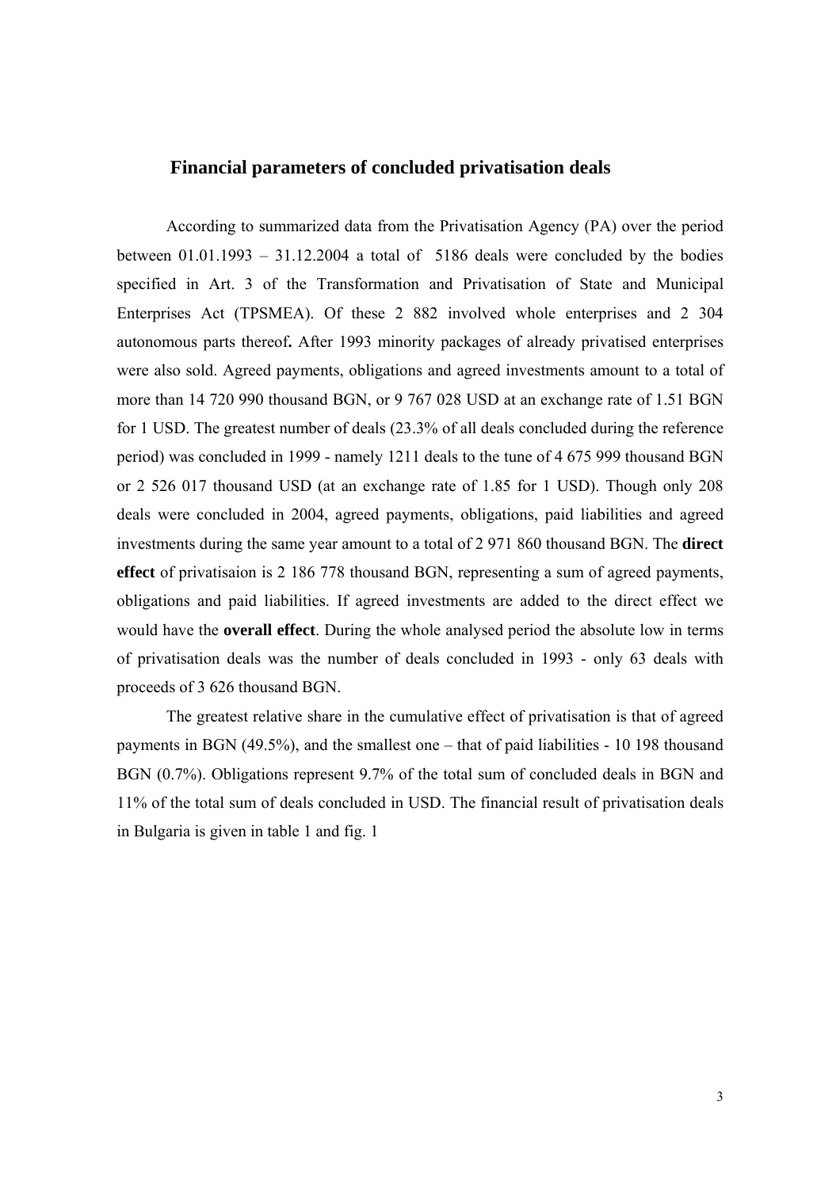## Financial parameters of concluded privatisation deals

According to summarized data from the Privatisation Agency (PA) over the period between 01.01.1993 – 31.12.2004 a total of 5186 deals were concluded by the bodies specified in Art. 3 of the Transformation and Privatisation of State and Municipal Enterprises Act (TPSMEA). Of these 2 882 involved whole enterprises and 2 304 autonomous parts thereof**.** After 1993 minority packages of already privatised enterprises were also sold. Agreed payments, obligations and agreed investments amount to a total of more than 14 720 990 thousand BGN, or 9 767 028 USD at an exchange rate of 1.51 BGN for 1 USD. The greatest number of deals (23.3% of all deals concluded during the reference period) was concluded in 1999 - namely 1211 deals to the tune of 4 675 999 thousand BGN or 2 526 017 thousand USD (at an exchange rate of 1.85 for 1 USD). Though only 208 deals were concluded in 2004, agreed payments, obligations, paid liabilities and agreed investments during the same year amount to a total of 2 971 860 thousand BGN. The **direct effect** of privatisaion is 2 186 778 thousand BGN, representing a sum of agreed payments, obligations and paid liabilities. If agreed investments are added to the direct effect we would have the **overall effect**. During the whole analysed period the absolute low in terms of privatisation deals was the number of deals concluded in 1993 - only 63 deals with proceeds of 3 626 thousand BGN.

The greatest relative share in the cumulative effect of privatisation is that of agreed payments in BGN (49.5%), and the smallest one – that of paid liabilities - 10 198 thousand BGN (0.7%). Obligations represent 9.7% of the total sum of concluded deals in BGN and 11% of the total sum of deals concluded in USD. The financial result of privatisation deals in Bulgaria is given in table 1 and fig. 1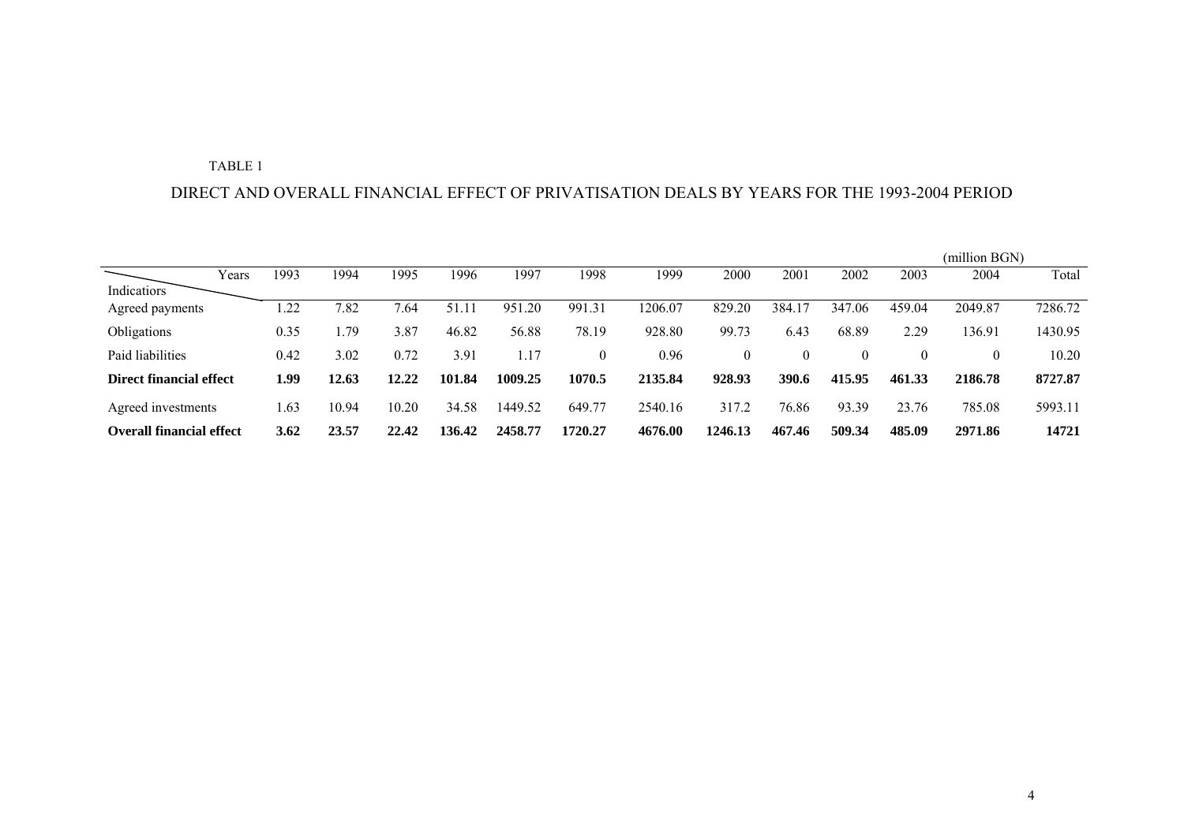TABLE 1

DIRECT AND OVERALL FINANCIAL EFFECT OF PRIVATISATION DEALS BY YEARS FOR THE 1993-2004 PERIOD

(million BGN)

| Indicators \ Years | 1993 | 1994 | 1995 | 1996 | 1997 | 1998 | 1999 | 2000 | 2001 | 2002 | 2003 | 2004 | Total |
|---|---|---|---|---|---|---|---|---|---|---|---|---|---|
| Agreed payments | 1.22 | 7.82 | 7.64 | 51.11 | 951.20 | 991.31 | 1206.07 | 829.20 | 384.17 | 347.06 | 459.04 | 2049.87 | 7286.72 |
| Obligations | 0.35 | 1.79 | 3.87 | 46.82 | 56.88 | 78.19 | 928.80 | 99.73 | 6.43 | 68.89 | 2.29 | 136.91 | 1430.95 |
| Paid liabilities | 0.42 | 3.02 | 0.72 | 3.91 | 1.17 | 0 | 0.96 | 0 | 0 | 0 | 0 | 0 | 10.20 |
| **Direct financial effect** | **1.99** | **12.63** | **12.22** | **101.84** | **1009.25** | **1070.5** | **2135.84** | **928.93** | **390.6** | **415.95** | **461.33** | **2186.78** | **8727.87** |
| Agreed investments | 1.63 | 10.94 | 10.20 | 34.58 | 1449.52 | 649.77 | 2540.16 | 317.2 | 76.86 | 93.39 | 23.76 | 785.08 | 5993.11 |
| **Overall financial effect** | **3.62** | **23.57** | **22.42** | **136.42** | **2458.77** | **1720.27** | **4676.00** | **1246.13** | **467.46** | **509.34** | **485.09** | **2971.86** | **14721** |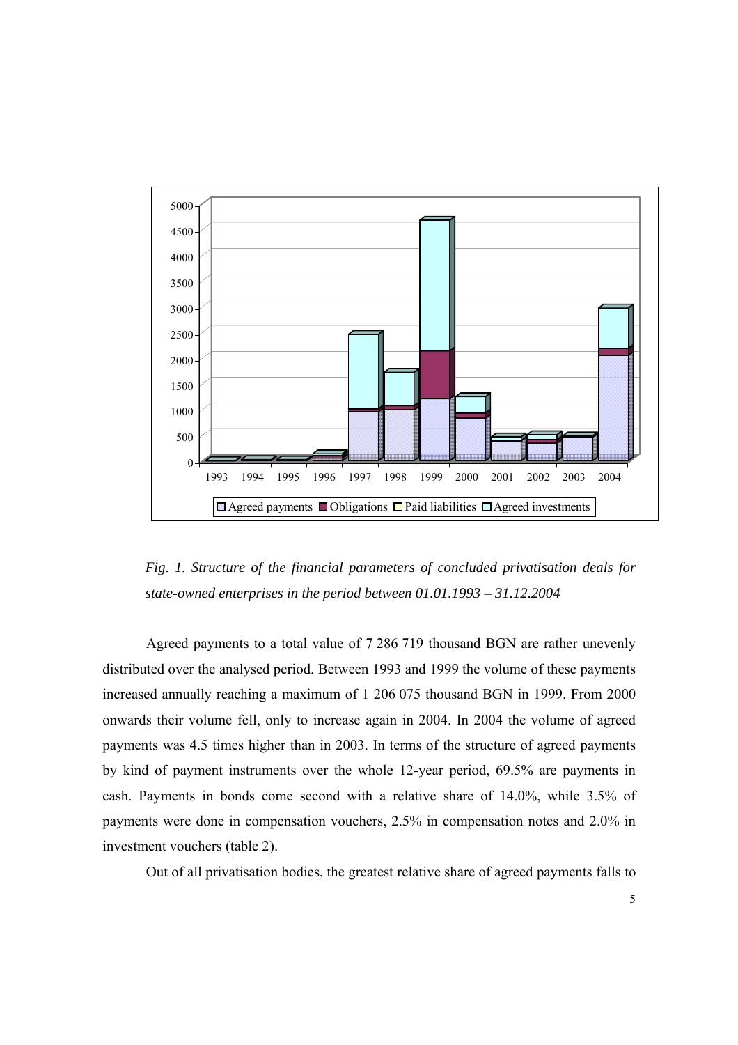*Fig. 1. Structure of the financial parameters of concluded privatisation deals for state-owned enterprises in the period between 01.01.1993 – 31.12.2004*

Agreed payments to a total value of 7 286 719 thousand BGN are rather unevenly distributed over the analysed period. Between 1993 and 1999 the volume of these payments increased annually reaching a maximum of 1 206 075 thousand BGN in 1999. From 2000 onwards their volume fell, only to increase again in 2004. In 2004 the volume of agreed payments was 4.5 times higher than in 2003. In terms of the structure of agreed payments by kind of payment instruments over the whole 12-year period, 69.5% are payments in cash. Payments in bonds come second with a relative share of 14.0%, while 3.5% of payments were done in compensation vouchers, 2.5% in compensation notes and 2.0% in investment vouchers (table 2).

Out of all privatisation bodies, the greatest relative share of agreed payments falls to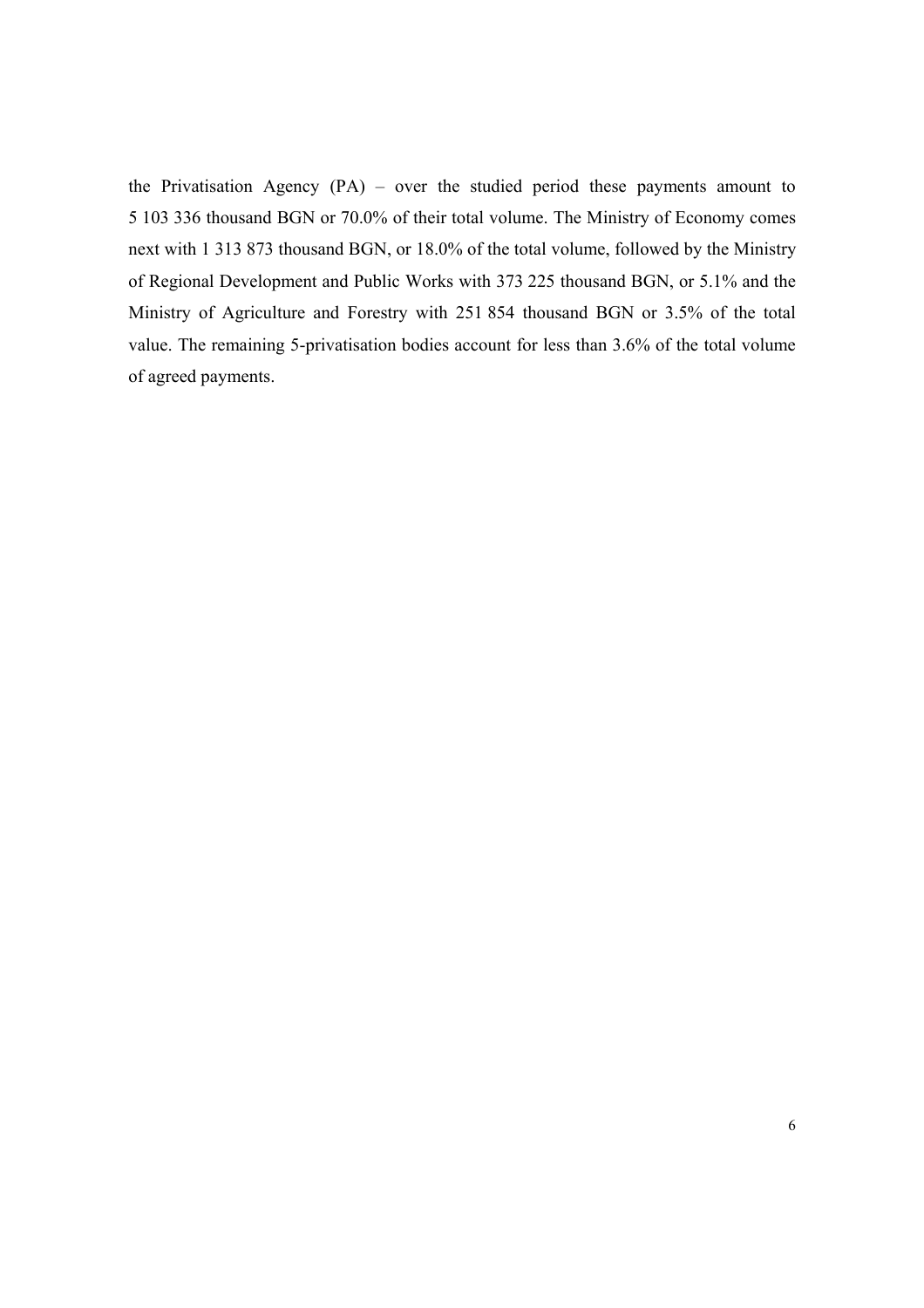the Privatisation Agency (PA) – over the studied period these payments amount to 5 103 336 thousand BGN or 70.0% of their total volume. The Ministry of Economy comes next with 1 313 873 thousand BGN, or 18.0% of the total volume, followed by the Ministry of Regional Development and Public Works with 373 225 thousand BGN, or 5.1% and the Ministry of Agriculture and Forestry with 251 854 thousand BGN or 3.5% of the total value. The remaining 5-privatisation bodies account for less than 3.6% of the total volume of agreed payments.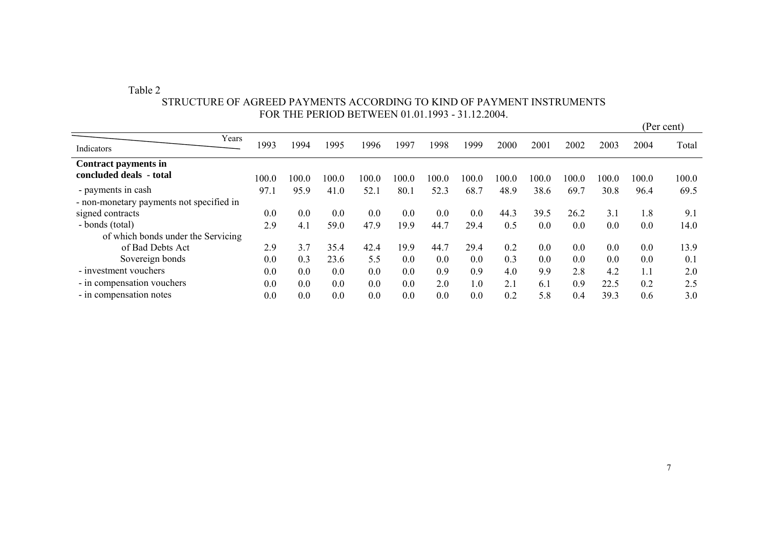Table 2

STRUCTURE OF AGREED PAYMENTS ACCORDING TO KIND OF PAYMENT INSTRUMENTS FOR THE PERIOD BETWEEN 01.01.1993 - 31.12.2004.

(Per cent)

| Indicators / Years | 1993 | 1994 | 1995 | 1996 | 1997 | 1998 | 1999 | 2000 | 2001 | 2002 | 2003 | 2004 | Total |
|---|---|---|---|---|---|---|---|---|---|---|---|---|---|
| **Contract payments in concluded deals - total** | 100.0 | 100.0 | 100.0 | 100.0 | 100.0 | 100.0 | 100.0 | 100.0 | 100.0 | 100.0 | 100.0 | 100.0 | 100.0 |
| - payments in cash | 97.1 | 95.9 | 41.0 | 52.1 | 80.1 | 52.3 | 68.7 | 48.9 | 38.6 | 69.7 | 30.8 | 96.4 | 69.5 |
| - non-monetary payments not specified in signed contracts | 0.0 | 0.0 | 0.0 | 0.0 | 0.0 | 0.0 | 0.0 | 44.3 | 39.5 | 26.2 | 3.1 | 1.8 | 9.1 |
| - bonds (total) | 2.9 | 4.1 | 59.0 | 47.9 | 19.9 | 44.7 | 29.4 | 0.5 | 0.0 | 0.0 | 0.0 | 0.0 | 14.0 |
| of which bonds under the Servicing of Bad Debts Act | 2.9 | 3.7 | 35.4 | 42.4 | 19.9 | 44.7 | 29.4 | 0.2 | 0.0 | 0.0 | 0.0 | 0.0 | 13.9 |
| Sovereign bonds | 0.0 | 0.3 | 23.6 | 5.5 | 0.0 | 0.0 | 0.0 | 0.3 | 0.0 | 0.0 | 0.0 | 0.0 | 0.1 |
| - investment vouchers | 0.0 | 0.0 | 0.0 | 0.0 | 0.0 | 0.9 | 0.9 | 4.0 | 9.9 | 2.8 | 4.2 | 1.1 | 2.0 |
| - in compensation vouchers | 0.0 | 0.0 | 0.0 | 0.0 | 0.0 | 2.0 | 1.0 | 2.1 | 6.1 | 0.9 | 22.5 | 0.2 | 2.5 |
| - in compensation notes | 0.0 | 0.0 | 0.0 | 0.0 | 0.0 | 0.0 | 0.0 | 0.2 | 5.8 | 0.4 | 39.3 | 0.6 | 3.0 |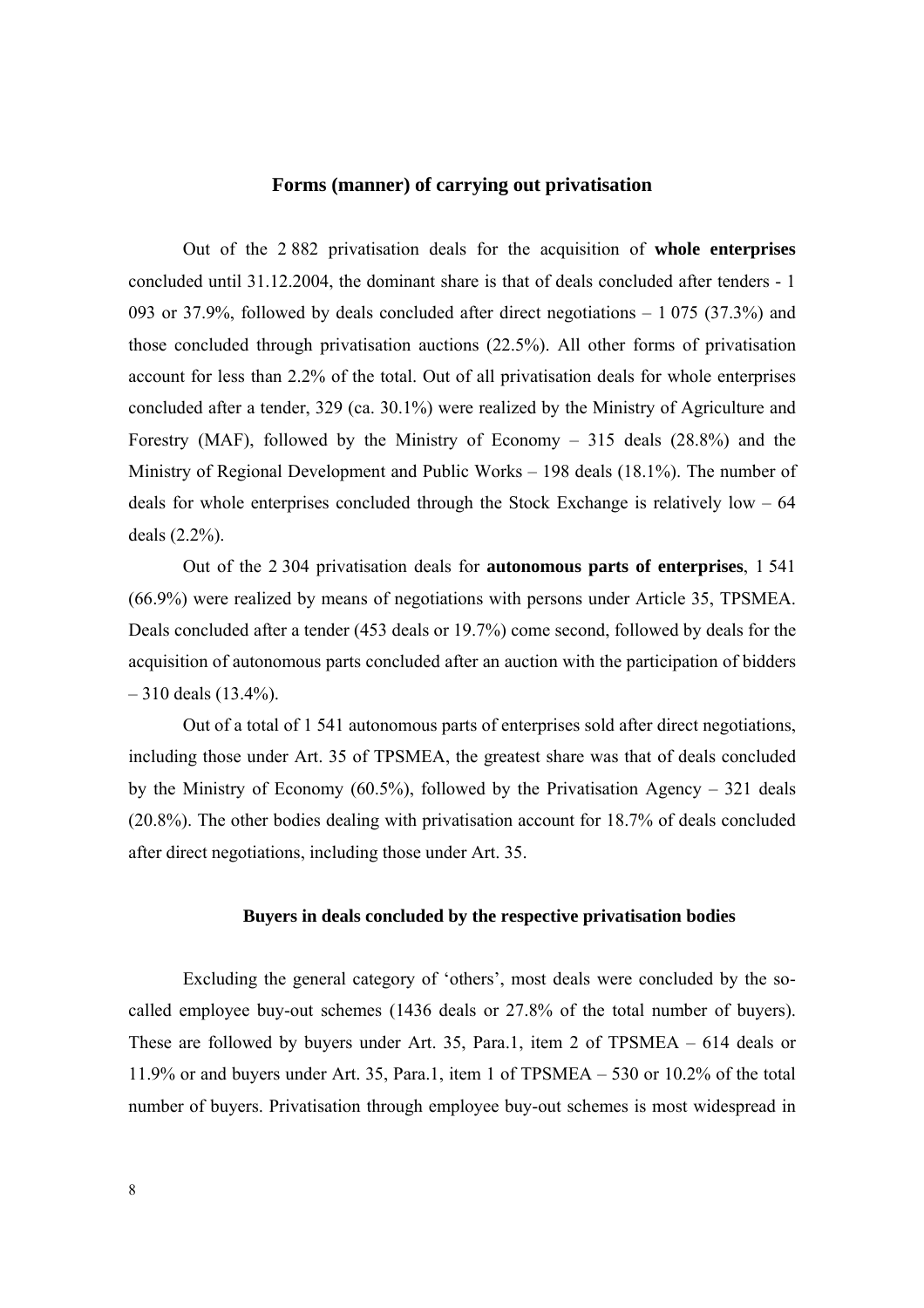## Forms (manner) of carrying out privatisation

Out of the 2 882 privatisation deals for the acquisition of **whole enterprises** concluded until 31.12.2004, the dominant share is that of deals concluded after tenders - 1 093 or 37.9%, followed by deals concluded after direct negotiations – 1 075 (37.3%) and those concluded through privatisation auctions (22.5%). All other forms of privatisation account for less than 2.2% of the total. Out of all privatisation deals for whole enterprises concluded after a tender, 329 (ca. 30.1%) were realized by the Ministry of Agriculture and Forestry (MAF), followed by the Ministry of Economy – 315 deals (28.8%) and the Ministry of Regional Development and Public Works – 198 deals (18.1%). The number of deals for whole enterprises concluded through the Stock Exchange is relatively low – 64 deals (2.2%).

Out of the 2 304 privatisation deals for **autonomous parts of enterprises**, 1 541 (66.9%) were realized by means of negotiations with persons under Article 35, TPSMEA. Deals concluded after a tender (453 deals or 19.7%) come second, followed by deals for the acquisition of autonomous parts concluded after an auction with the participation of bidders – 310 deals (13.4%).

Out of a total of 1 541 autonomous parts of enterprises sold after direct negotiations, including those under Art. 35 of TPSMEA, the greatest share was that of deals concluded by the Ministry of Economy (60.5%), followed by the Privatisation Agency – 321 deals (20.8%). The other bodies dealing with privatisation account for 18.7% of deals concluded after direct negotiations, including those under Art. 35.

## Buyers in deals concluded by the respective privatisation bodies

Excluding the general category of 'others', most deals were concluded by the so-called employee buy-out schemes (1436 deals or 27.8% of the total number of buyers). These are followed by buyers under Art. 35, Para.1, item 2 of TPSMEA – 614 deals or 11.9% or and buyers under Art. 35, Para.1, item 1 of TPSMEA – 530 or 10.2% of the total number of buyers. Privatisation through employee buy-out schemes is most widespread in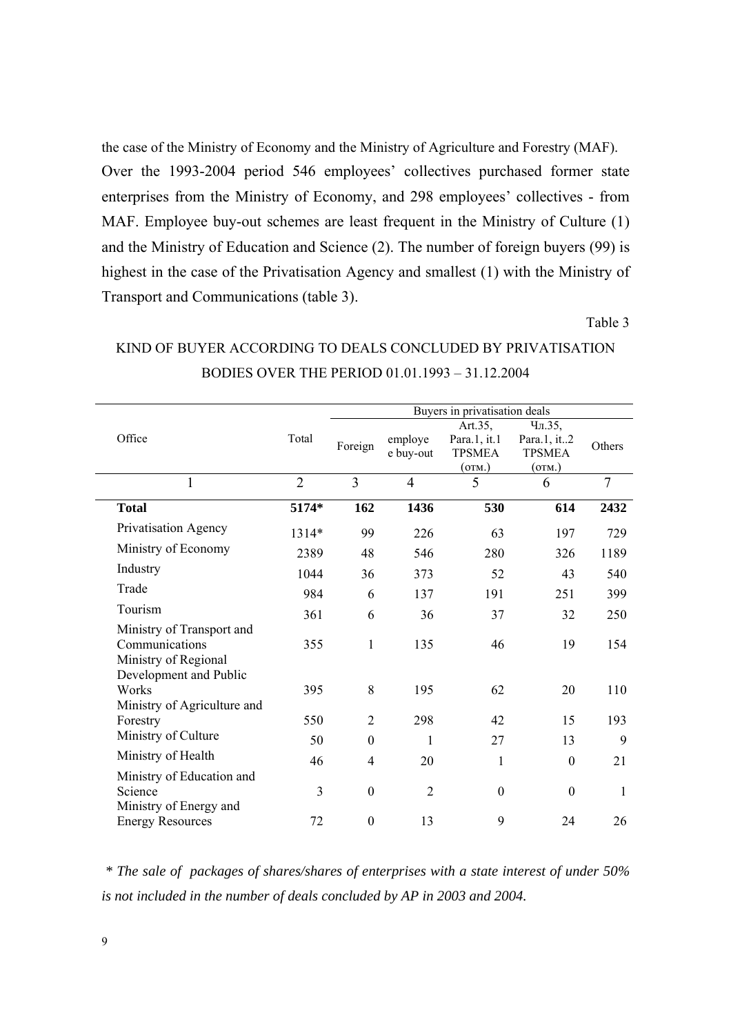the case of the Ministry of Economy and the Ministry of Agriculture and Forestry (MAF). Over the 1993-2004 period 546 employees' collectives purchased former state enterprises from the Ministry of Economy, and 298 employees' collectives - from MAF. Employee buy-out schemes are least frequent in the Ministry of Culture (1) and the Ministry of Education and Science (2). The number of foreign buyers (99) is highest in the case of the Privatisation Agency and smallest (1) with the Ministry of Transport and Communications (table 3).

Table 3

KIND OF BUYER ACCORDING TO DEALS CONCLUDED BY PRIVATISATION BODIES OVER THE PERIOD 01.01.1993 – 31.12.2004

| Office | Total | Buyers in privatisation deals | | | | |
|---|---|---|---|---|---|---|
| | | Foreign | employe e buy-out | Art.35, Para.1, it.1 TPSMEA (отм.) | Чл.35, Para.1, it..2 TPSMEA (отм.) | Others |
| 1 | 2 | 3 | 4 | 5 | 6 | 7 |
| **Total** | **5174*** | **162** | **1436** | **530** | **614** | **2432** |
| Privatisation Agency | 1314* | 99 | 226 | 63 | 197 | 729 |
| Ministry of Economy | 2389 | 48 | 546 | 280 | 326 | 1189 |
| Industry | 1044 | 36 | 373 | 52 | 43 | 540 |
| Trade | 984 | 6 | 137 | 191 | 251 | 399 |
| Tourism | 361 | 6 | 36 | 37 | 32 | 250 |
| Ministry of Transport and Communications | 355 | 1 | 135 | 46 | 19 | 154 |
| Ministry of Regional Development and Public Works | 395 | 8 | 195 | 62 | 20 | 110 |
| Ministry of Agriculture and Forestry | 550 | 2 | 298 | 42 | 15 | 193 |
| Ministry of Culture | 50 | 0 | 1 | 27 | 13 | 9 |
| Ministry of Health | 46 | 4 | 20 | 1 | 0 | 21 |
| Ministry of Education and Science | 3 | 0 | 2 | 0 | 0 | 1 |
| Ministry of Energy and Energy Resources | 72 | 0 | 13 | 9 | 24 | 26 |

*\* The sale of packages of shares/shares of enterprises with a state interest of under 50% is not included in the number of deals concluded by AP in 2003 and 2004.*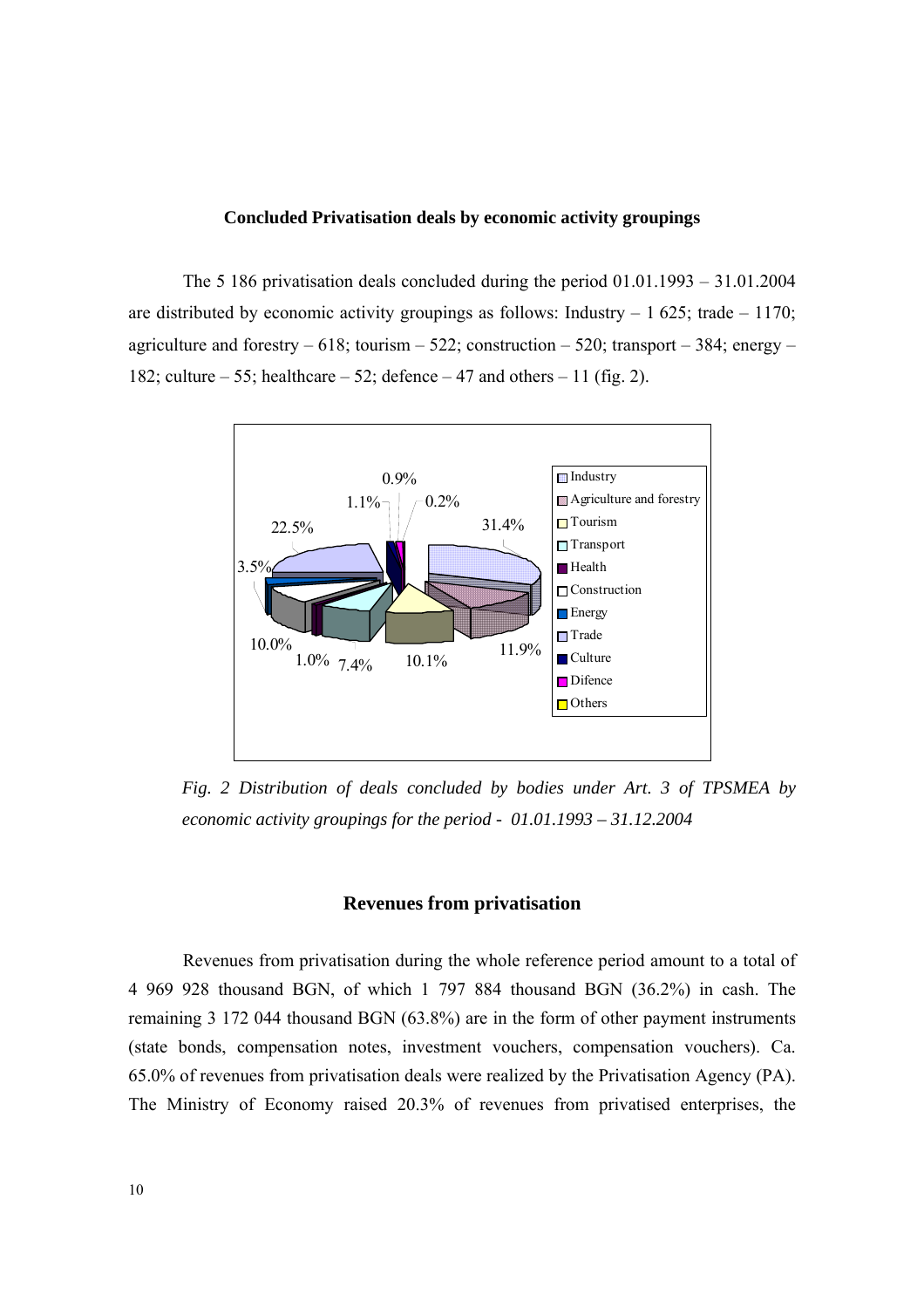### Concluded Privatisation deals by economic activity groupings

The 5 186 privatisation deals concluded during the period 01.01.1993 – 31.01.2004 are distributed by economic activity groupings as follows: Industry – 1 625; trade – 1170; agriculture and forestry – 618; tourism – 522; construction – 520; transport – 384; energy – 182; culture – 55; healthcare – 52; defence – 47 and others – 11 (fig. 2).

*Fig. 2 Distribution of deals concluded by bodies under Art. 3 of TPSMEA by economic activity groupings for the period - 01.01.1993 – 31.12.2004*

## Revenues from privatisation

Revenues from privatisation during the whole reference period amount to a total of 4 969 928 thousand BGN, of which 1 797 884 thousand BGN (36.2%) in cash. The remaining 3 172 044 thousand BGN (63.8%) are in the form of other payment instruments (state bonds, compensation notes, investment vouchers, compensation vouchers). Ca. 65.0% of revenues from privatisation deals were realized by the Privatisation Agency (PA). The Ministry of Economy raised 20.3% of revenues from privatised enterprises, the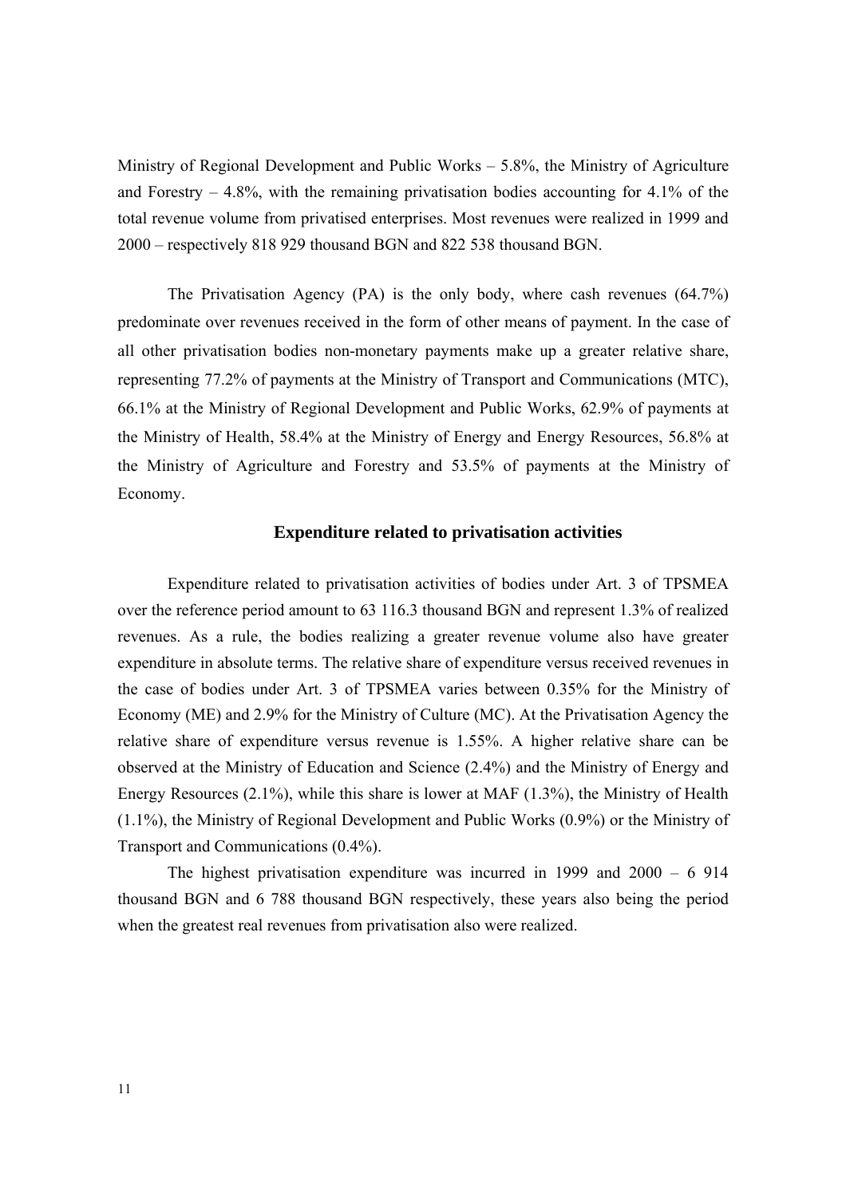Ministry of Regional Development and Public Works – 5.8%, the Ministry of Agriculture and Forestry – 4.8%, with the remaining privatisation bodies accounting for 4.1% of the total revenue volume from privatised enterprises. Most revenues were realized in 1999 and 2000 – respectively 818 929 thousand BGN and 822 538 thousand BGN.

The Privatisation Agency (PA) is the only body, where cash revenues (64.7%) predominate over revenues received in the form of other means of payment. In the case of all other privatisation bodies non-monetary payments make up a greater relative share, representing 77.2% of payments at the Ministry of Transport and Communications (MTC), 66.1% at the Ministry of Regional Development and Public Works, 62.9% of payments at the Ministry of Health, 58.4% at the Ministry of Energy and Energy Resources, 56.8% at the Ministry of Agriculture and Forestry and 53.5% of payments at the Ministry of Economy.

### Expenditure related to privatisation activities

Expenditure related to privatisation activities of bodies under Art. 3 of TPSMEA over the reference period amount to 63 116.3 thousand BGN and represent 1.3% of realized revenues. As a rule, the bodies realizing a greater revenue volume also have greater expenditure in absolute terms. The relative share of expenditure versus received revenues in the case of bodies under Art. 3 of TPSMEA varies between 0.35% for the Ministry of Economy (ME) and 2.9% for the Ministry of Culture (MC). At the Privatisation Agency the relative share of expenditure versus revenue is 1.55%. A higher relative share can be observed at the Ministry of Education and Science (2.4%) and the Ministry of Energy and Energy Resources (2.1%), while this share is lower at MAF (1.3%), the Ministry of Health (1.1%), the Ministry of Regional Development and Public Works (0.9%) or the Ministry of Transport and Communications (0.4%).

The highest privatisation expenditure was incurred in 1999 and 2000 – 6 914 thousand BGN and 6 788 thousand BGN respectively, these years also being the period when the greatest real revenues from privatisation also were realized.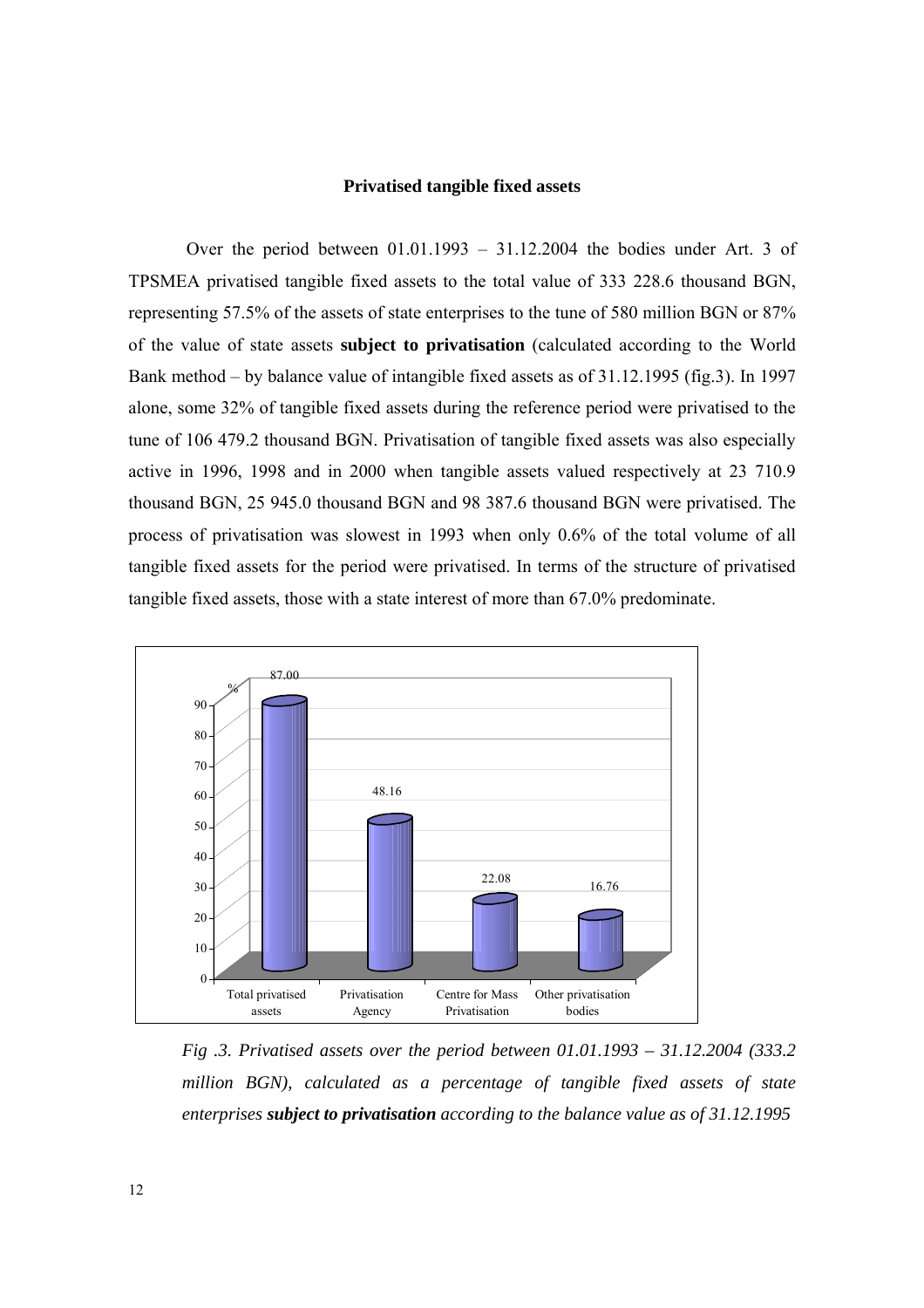**Privatised tangible fixed assets**

Over the period between 01.01.1993 – 31.12.2004 the bodies under Art. 3 of TPSMEA privatised tangible fixed assets to the total value of 333 228.6 thousand BGN, representing 57.5% of the assets of state enterprises to the tune of 580 million BGN or 87% of the value of state assets **subject to privatisation** (calculated according to the World Bank method – by balance value of intangible fixed assets as of 31.12.1995 (fig.3). In 1997 alone, some 32% of tangible fixed assets during the reference period were privatised to the tune of 106 479.2 thousand BGN. Privatisation of tangible fixed assets was also especially active in 1996, 1998 and in 2000 when tangible assets valued respectively at 23 710.9 thousand BGN, 25 945.0 thousand BGN and 98 387.6 thousand BGN were privatised. The process of privatisation was slowest in 1993 when only 0.6% of the total volume of all tangible fixed assets for the period were privatised. In terms of the structure of privatised tangible fixed assets, those with a state interest of more than 67.0% predominate.

| | % |
|---|---|
| Total privatised assets | 87.00 |
| Privatisation Agency | 48.16 |
| Centre for Mass Privatisation | 22.08 |
| Other privatisation bodies | 16.76 |

*Fig .3. Privatised assets over the period between 01.01.1993 – 31.12.2004 (333.2 million BGN), calculated as a percentage of tangible fixed assets of state enterprises **subject to privatisation** according to the balance value as of 31.12.1995*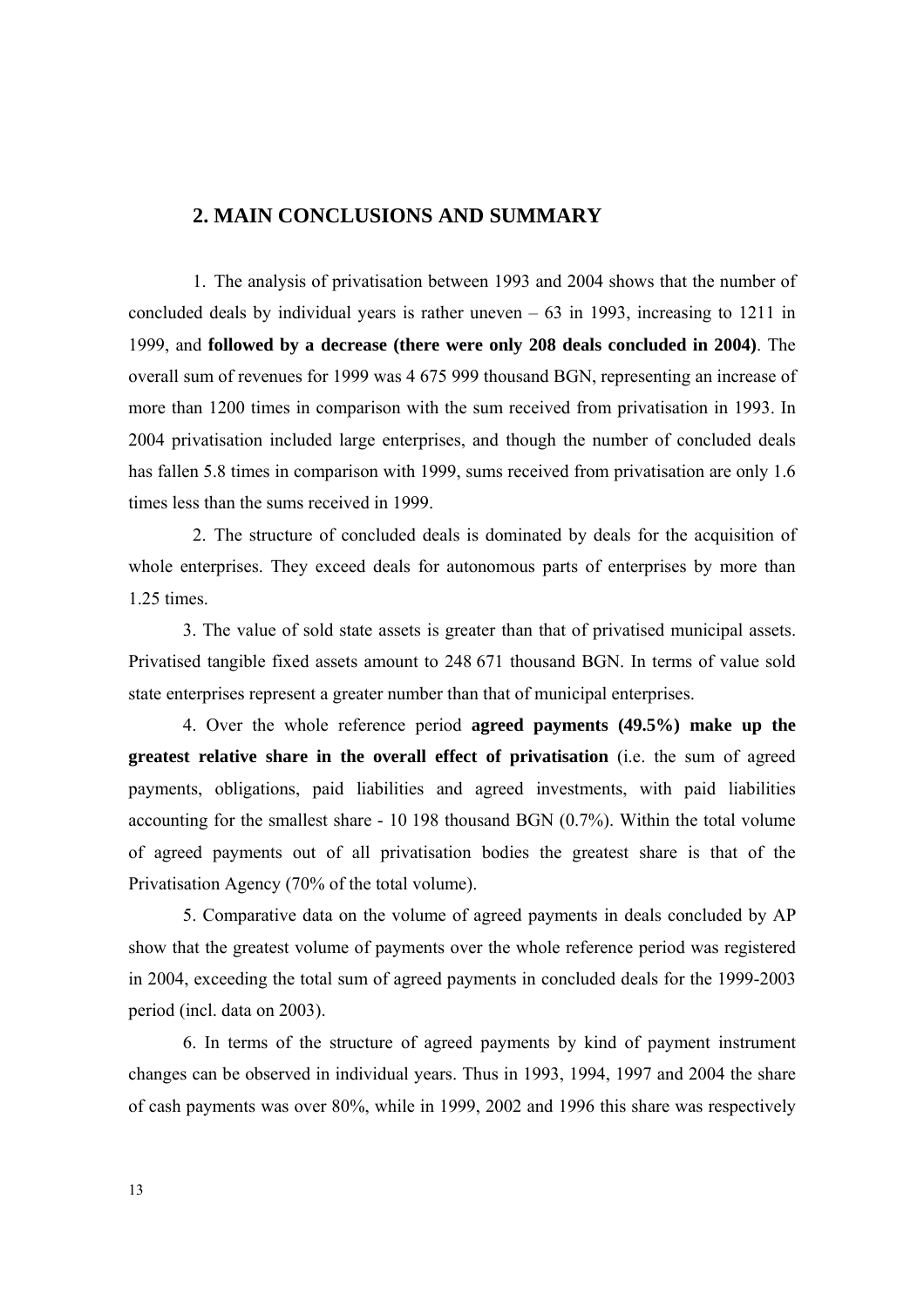## 2. MAIN CONCLUSIONS AND SUMMARY

1. The analysis of privatisation between 1993 and 2004 shows that the number of concluded deals by individual years is rather uneven – 63 in 1993, increasing to 1211 in 1999, and **followed by a decrease (there were only 208 deals concluded in 2004)**. The overall sum of revenues for 1999 was 4 675 999 thousand BGN, representing an increase of more than 1200 times in comparison with the sum received from privatisation in 1993. In 2004 privatisation included large enterprises, and though the number of concluded deals has fallen 5.8 times in comparison with 1999, sums received from privatisation are only 1.6 times less than the sums received in 1999.

2. The structure of concluded deals is dominated by deals for the acquisition of whole enterprises. They exceed deals for autonomous parts of enterprises by more than 1.25 times.

3. The value of sold state assets is greater than that of privatised municipal assets. Privatised tangible fixed assets amount to 248 671 thousand BGN. In terms of value sold state enterprises represent a greater number than that of municipal enterprises.

4. Over the whole reference period **agreed payments (49.5%) make up the greatest relative share in the overall effect of privatisation** (i.e. the sum of agreed payments, obligations, paid liabilities and agreed investments, with paid liabilities accounting for the smallest share - 10 198 thousand BGN (0.7%). Within the total volume of agreed payments out of all privatisation bodies the greatest share is that of the Privatisation Agency (70% of the total volume).

5. Comparative data on the volume of agreed payments in deals concluded by AP show that the greatest volume of payments over the whole reference period was registered in 2004, exceeding the total sum of agreed payments in concluded deals for the 1999-2003 period (incl. data on 2003).

6. In terms of the structure of agreed payments by kind of payment instrument changes can be observed in individual years. Thus in 1993, 1994, 1997 and 2004 the share of cash payments was over 80%, while in 1999, 2002 and 1996 this share was respectively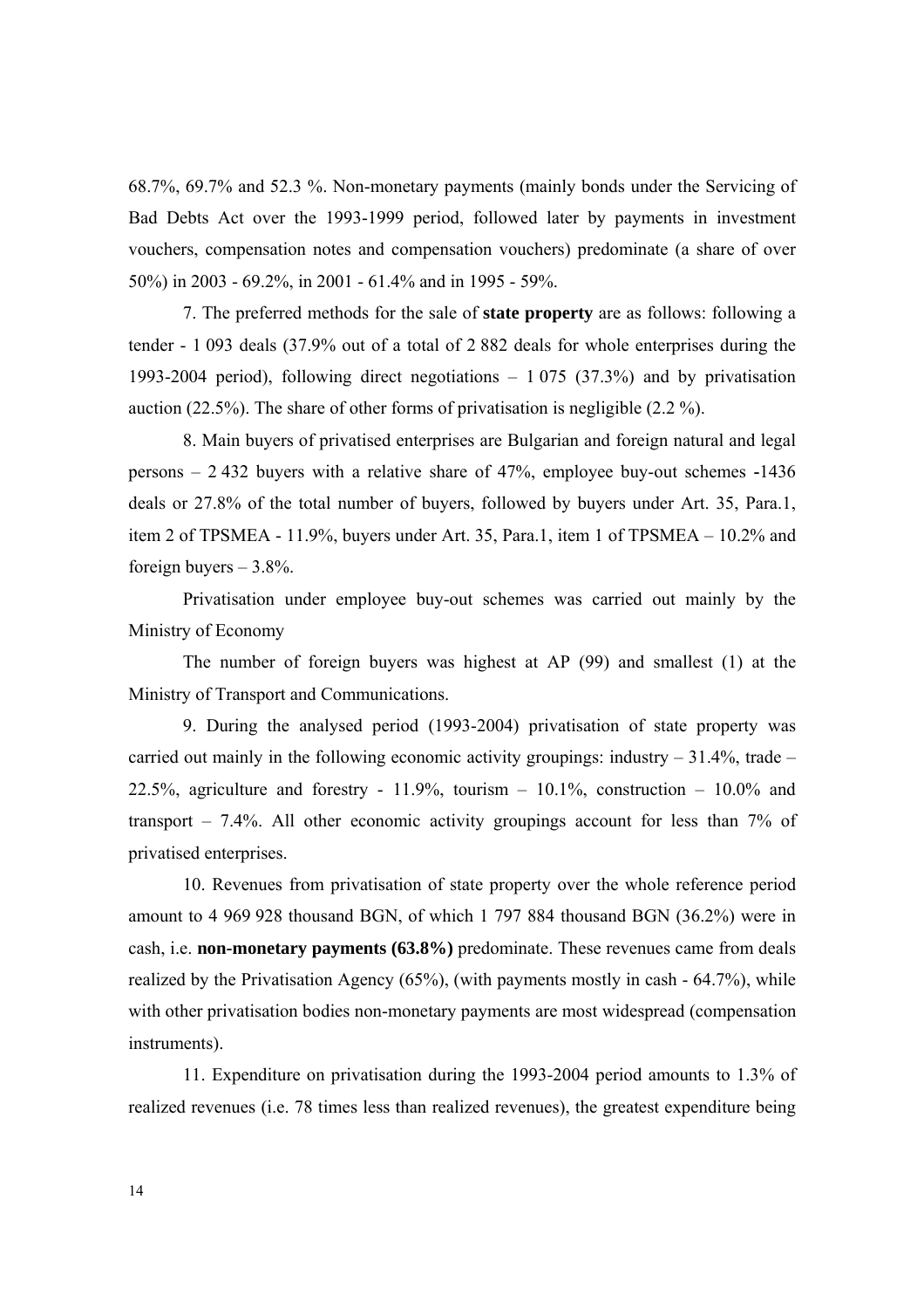68.7%, 69.7% and 52.3 %. Non-monetary payments (mainly bonds under the Servicing of Bad Debts Act over the 1993-1999 period, followed later by payments in investment vouchers, compensation notes and compensation vouchers) predominate (a share of over 50%) in 2003 - 69.2%, in 2001 - 61.4% and in 1995 - 59%.

7. The preferred methods for the sale of **state property** are as follows: following a tender - 1 093 deals (37.9% out of a total of 2 882 deals for whole enterprises during the 1993-2004 period), following direct negotiations – 1 075 (37.3%) and by privatisation auction (22.5%). The share of other forms of privatisation is negligible (2.2 %).

8. Main buyers of privatised enterprises are Bulgarian and foreign natural and legal persons – 2 432 buyers with a relative share of 47%, employee buy-out schemes -1436 deals or 27.8% of the total number of buyers, followed by buyers under Art. 35, Para.1, item 2 of TPSMEA - 11.9%, buyers under Art. 35, Para.1, item 1 of TPSMEA – 10.2% and foreign buyers – 3.8%.

Privatisation under employee buy-out schemes was carried out mainly by the Ministry of Economy

The number of foreign buyers was highest at AP (99) and smallest (1) at the Ministry of Transport and Communications.

9. During the analysed period (1993-2004) privatisation of state property was carried out mainly in the following economic activity groupings: industry – 31.4%, trade – 22.5%, agriculture and forestry - 11.9%, tourism – 10.1%, construction – 10.0% and transport – 7.4%. All other economic activity groupings account for less than 7% of privatised enterprises.

10. Revenues from privatisation of state property over the whole reference period amount to 4 969 928 thousand BGN, of which 1 797 884 thousand BGN (36.2%) were in cash, i.e. **non-monetary payments (63.8%)** predominate. These revenues came from deals realized by the Privatisation Agency (65%), (with payments mostly in cash - 64.7%), while with other privatisation bodies non-monetary payments are most widespread (compensation instruments).

11. Expenditure on privatisation during the 1993-2004 period amounts to 1.3% of realized revenues (i.e. 78 times less than realized revenues), the greatest expenditure being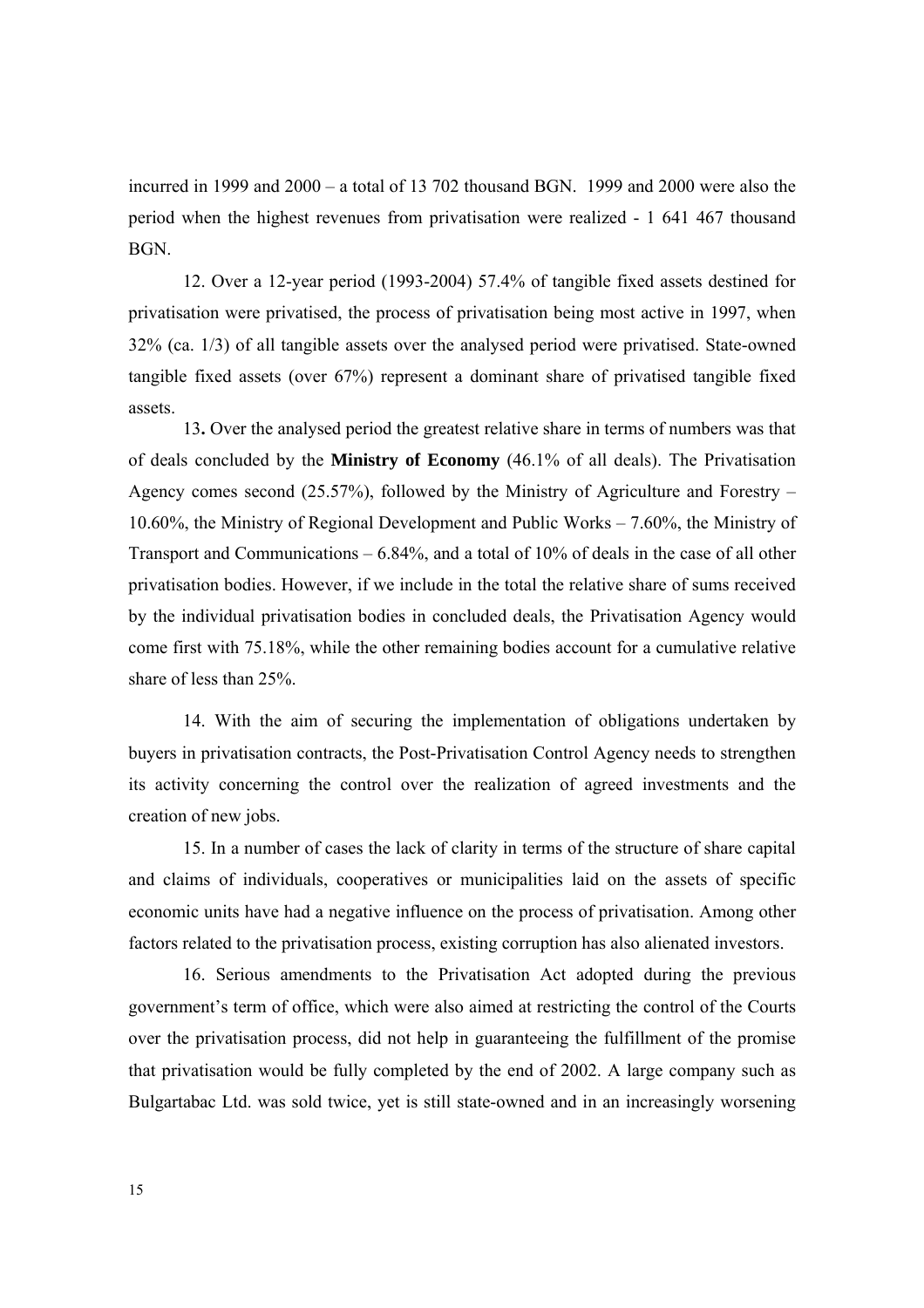incurred in 1999 and 2000 – a total of 13 702 thousand BGN. 1999 and 2000 were also the period when the highest revenues from privatisation were realized - 1 641 467 thousand BGN.

12. Over a 12-year period (1993-2004) 57.4% of tangible fixed assets destined for privatisation were privatised, the process of privatisation being most active in 1997, when 32% (ca. 1/3) of all tangible assets over the analysed period were privatised. State-owned tangible fixed assets (over 67%) represent a dominant share of privatised tangible fixed assets.

13**.** Over the analysed period the greatest relative share in terms of numbers was that of deals concluded by the **Ministry of Economy** (46.1% of all deals). The Privatisation Agency comes second (25.57%), followed by the Ministry of Agriculture and Forestry – 10.60%, the Ministry of Regional Development and Public Works – 7.60%, the Ministry of Transport and Communications – 6.84%, and a total of 10% of deals in the case of all other privatisation bodies. However, if we include in the total the relative share of sums received by the individual privatisation bodies in concluded deals, the Privatisation Agency would come first with 75.18%, while the other remaining bodies account for a cumulative relative share of less than 25%.

14. With the aim of securing the implementation of obligations undertaken by buyers in privatisation contracts, the Post-Privatisation Control Agency needs to strengthen its activity concerning the control over the realization of agreed investments and the creation of new jobs.

15. In a number of cases the lack of clarity in terms of the structure of share capital and claims of individuals, cooperatives or municipalities laid on the assets of specific economic units have had a negative influence on the process of privatisation. Among other factors related to the privatisation process, existing corruption has also alienated investors.

16. Serious amendments to the Privatisation Act adopted during the previous government's term of office, which were also aimed at restricting the control of the Courts over the privatisation process, did not help in guaranteeing the fulfillment of the promise that privatisation would be fully completed by the end of 2002. A large company such as Bulgartabac Ltd. was sold twice, yet is still state-owned and in an increasingly worsening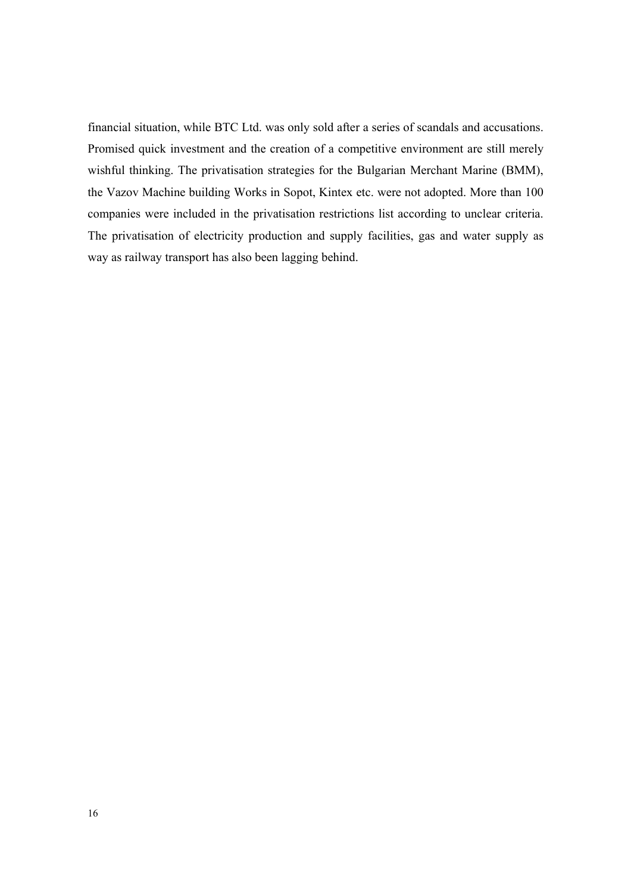financial situation, while BTC Ltd. was only sold after a series of scandals and accusations. Promised quick investment and the creation of a competitive environment are still merely wishful thinking. The privatisation strategies for the Bulgarian Merchant Marine (BMM), the Vazov Machine building Works in Sopot, Kintex etc. were not adopted. More than 100 companies were included in the privatisation restrictions list according to unclear criteria. The privatisation of electricity production and supply facilities, gas and water supply as way as railway transport has also been lagging behind.